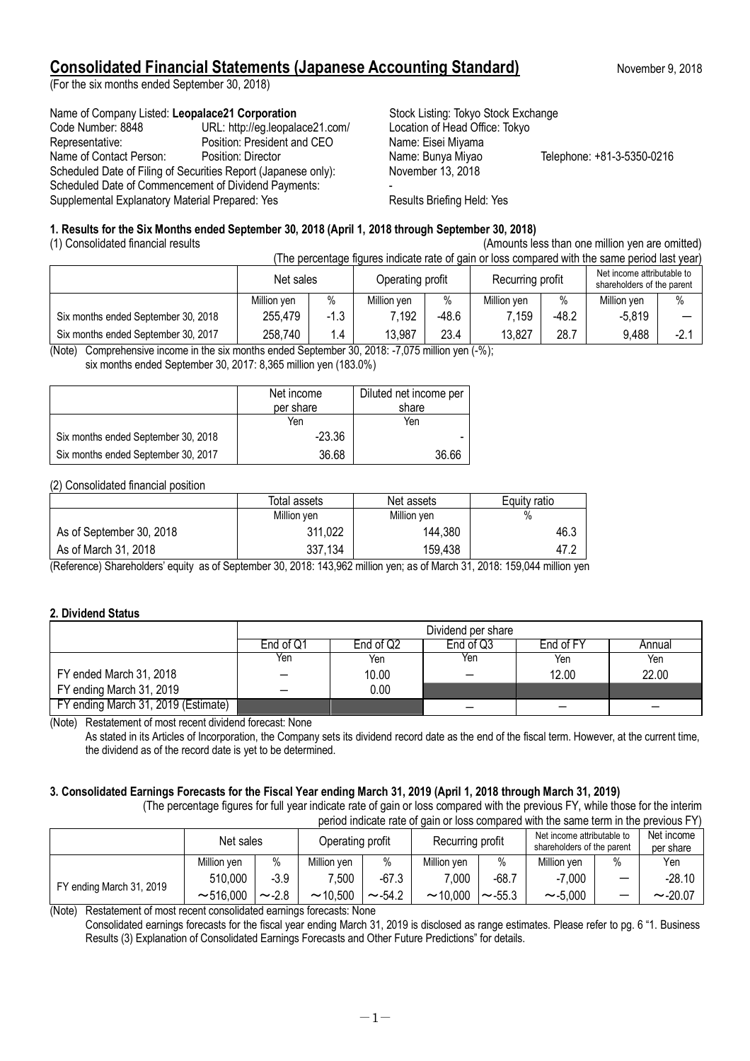# Consolidated Financial Statements (Japanese Accounting Standard)

November 9, 2018

(For the six months ended September 30, 2018)

Name of Company Listed: **Leopalace21 Corporation** — Stock Listing: Tokyo Stock Exchange
Code Number: 8848 — URL: http://eg.leopalace21.com/ — Location of Head Office: Tokyo
Representative: Position: President and CEO — Name: Eisei Miyama
Name of Contact Person: Position: Director — Name: Bunya Miyao — Telephone: +81-3-5350-0216
Scheduled Date of Filing of Securities Report (Japanese only): November 13, 2018
Scheduled Date of Commencement of Dividend Payments: -
Supplemental Explanatory Material Prepared: Yes — Results Briefing Held: Yes

## 1. Results for the Six Months ended September 30, 2018 (April 1, 2018 through September 30, 2018)

(1) Consolidated financial results (Amounts less than one million yen are omitted)

(The percentage figures indicate rate of gain or loss compared with the same period last year)

| | Net sales | | Operating profit | | Recurring profit | | Net income attributable to shareholders of the parent | |
|---|---|---|---|---|---|---|---|---|
| | Million yen | % | Million yen | % | Million yen | % | Million yen | % |
| Six months ended September 30, 2018 | 255,479 | -1.3 | 7,192 | -48.6 | 7,159 | -48.2 | -5,819 | — |
| Six months ended September 30, 2017 | 258,740 | 1.4 | 13,987 | 23.4 | 13,827 | 28.7 | 9,488 | -2.1 |

(Note) Comprehensive income in the six months ended September 30, 2018: -7,075 million yen (-%);
six months ended September 30, 2017: 8,365 million yen (183.0%)

| | Net income per share | Diluted net income per share |
|---|---|---|
| | Yen | Yen |
| Six months ended September 30, 2018 | -23.36 | - |
| Six months ended September 30, 2017 | 36.68 | 36.66 |

(2) Consolidated financial position

| | Total assets | Net assets | Equity ratio |
|---|---|---|---|
| | Million yen | Million yen | % |
| As of September 30, 2018 | 311,022 | 144,380 | 46.3 |
| As of March 31, 2018 | 337,134 | 159,438 | 47.2 |

(Reference) Shareholders' equity as of September 30, 2018: 143,962 million yen; as of March 31, 2018: 159,044 million yen

## 2. Dividend Status

| | Dividend per share | | | | |
|---|---|---|---|---|---|
| | End of Q1 | End of Q2 | End of Q3 | End of FY | Annual |
| | Yen | Yen | Yen | Yen | Yen |
| FY ended March 31, 2018 | — | 10.00 | — | 12.00 | 22.00 |
| FY ending March 31, 2019 | — | 0.00 | | | |
| FY ending March 31, 2019 (Estimate) | | | — | — | — |

(Note) Restatement of most recent dividend forecast: None
As stated in its Articles of Incorporation, the Company sets its dividend record date as the end of the fiscal term. However, at the current time, the dividend as of the record date is yet to be determined.

## 3. Consolidated Earnings Forecasts for the Fiscal Year ending March 31, 2019 (April 1, 2018 through March 31, 2019)

(The percentage figures for full year indicate rate of gain or loss compared with the previous FY, while those for the interim period indicate rate of gain or loss compared with the same term in the previous FY)

| | Net sales | | Operating profit | | Recurring profit | | Net income attributable to shareholders of the parent | | Net income per share |
|---|---|---|---|---|---|---|---|---|---|
| | Million yen | % | Million yen | % | Million yen | % | Million yen | % | Yen |
| FY ending March 31, 2019 | 510,000 | -3.9 | 7,500 | -67.3 | 7,000 | -68.7 | -7,000 | — | -28.10 |
| | ～516,000 | ～-2.8 | ～10,500 | ～-54.2 | ～10,000 | ～-55.3 | ～-5,000 | — | ～-20.07 |

(Note) Restatement of most recent consolidated earnings forecasts: None
Consolidated earnings forecasts for the fiscal year ending March 31, 2019 is disclosed as range estimates. Please refer to pg. 6 "1. Business Results (3) Explanation of Consolidated Earnings Forecasts and Other Future Predictions" for details.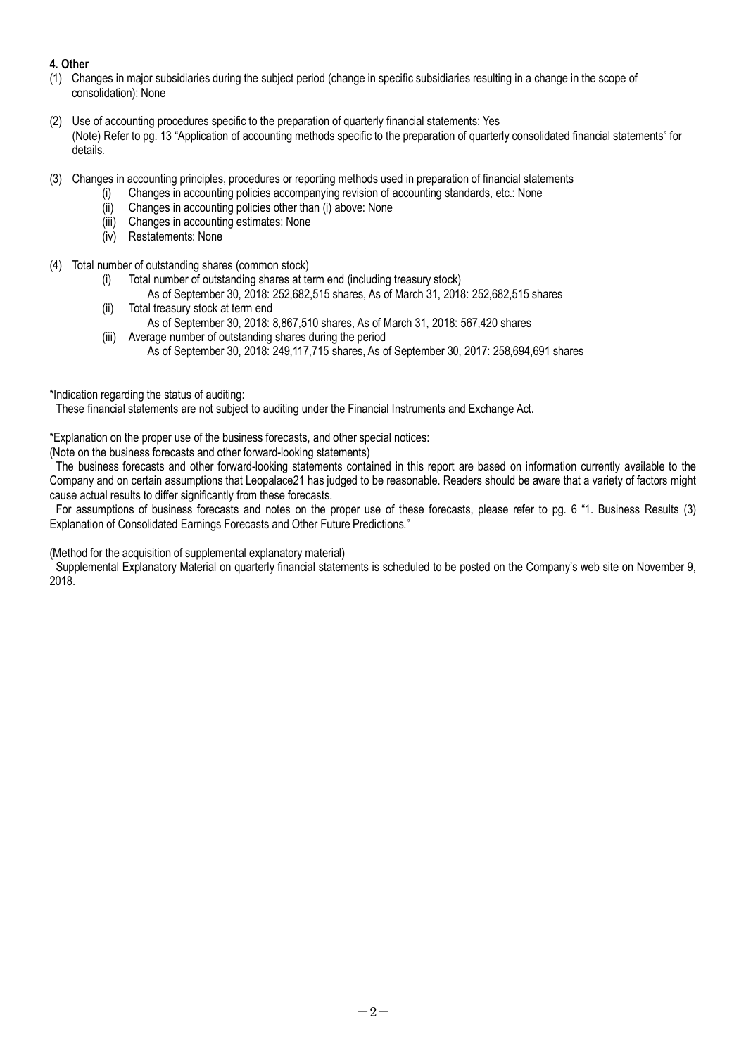**4. Other**

(1) Changes in major subsidiaries during the subject period (change in specific subsidiaries resulting in a change in the scope of consolidation): None

(2) Use of accounting procedures specific to the preparation of quarterly financial statements: Yes
(Note) Refer to pg. 13 "Application of accounting methods specific to the preparation of quarterly consolidated financial statements" for details.

(3) Changes in accounting principles, procedures or reporting methods used in preparation of financial statements
  (i) Changes in accounting policies accompanying revision of accounting standards, etc.: None
  (ii) Changes in accounting policies other than (i) above: None
  (iii) Changes in accounting estimates: None
  (iv) Restatements: None

(4) Total number of outstanding shares (common stock)
  (i) Total number of outstanding shares at term end (including treasury stock)
    As of September 30, 2018: 252,682,515 shares, As of March 31, 2018: 252,682,515 shares
  (ii) Total treasury stock at term end
    As of September 30, 2018: 8,867,510 shares, As of March 31, 2018: 567,420 shares
  (iii) Average number of outstanding shares during the period
    As of September 30, 2018: 249,117,715 shares, As of September 30, 2017: 258,694,691 shares

*Indication regarding the status of auditing:
These financial statements are not subject to auditing under the Financial Instruments and Exchange Act.

*Explanation on the proper use of the business forecasts, and other special notices:
(Note on the business forecasts and other forward-looking statements)
The business forecasts and other forward-looking statements contained in this report are based on information currently available to the Company and on certain assumptions that Leopalace21 has judged to be reasonable. Readers should be aware that a variety of factors might cause actual results to differ significantly from these forecasts.
For assumptions of business forecasts and notes on the proper use of these forecasts, please refer to pg. 6 "1. Business Results (3) Explanation of Consolidated Earnings Forecasts and Other Future Predictions."

(Method for the acquisition of supplemental explanatory material)
Supplemental Explanatory Material on quarterly financial statements is scheduled to be posted on the Company's web site on November 9, 2018.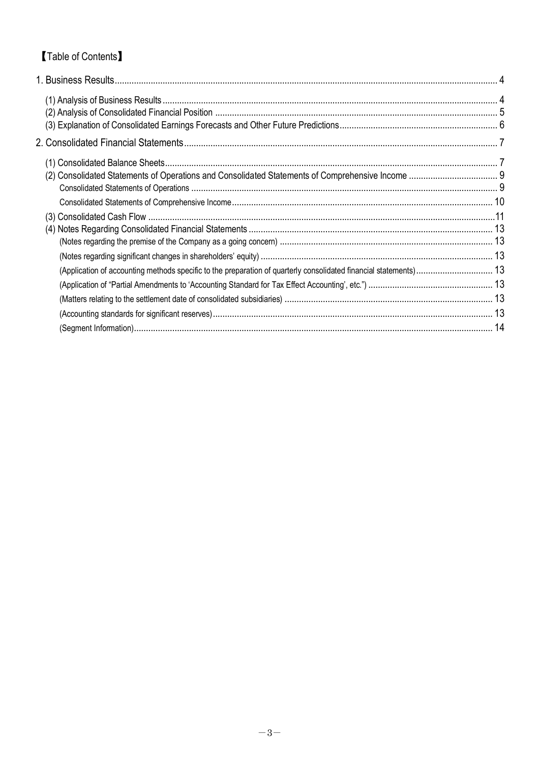【Table of Contents】

1. Business Results .............................................................................................................................................. 4
   - (1) Analysis of Business Results .......................................................................................................................... 4
   - (2) Analysis of Consolidated Financial Position ..................................................................................................... 5
   - (3) Explanation of Consolidated Earnings Forecasts and Other Future Predictions ................................................. 6
2. Consolidated Financial Statements ................................................................................................................. 7
   - (1) Consolidated Balance Sheets ........................................................................................................................ 7
   - (2) Consolidated Statements of Operations and Consolidated Statements of Comprehensive Income ..................... 9
     - Consolidated Statements of Operations ............................................................................................................. 9
     - Consolidated Statements of Comprehensive Income ........................................................................................ 10
   - (3) Consolidated Cash Flow ............................................................................................................................... 11
   - (4) Notes Regarding Consolidated Financial Statements ..................................................................................... 13
     - (Notes regarding the premise of the Company as a going concern) ................................................................... 13
     - (Notes regarding significant changes in shareholders' equity) ......................................................................... 13
     - (Application of accounting methods specific to the preparation of quarterly consolidated financial statements) ...... 13
     - (Application of "Partial Amendments to 'Accounting Standard for Tax Effect Accounting', etc.") ............................ 13
     - (Matters relating to the settlement date of consolidated subsidiaries) ............................................................... 13
     - (Accounting standards for significant reserves) ................................................................................................ 13
     - (Segment Information) ..................................................................................................................................... 14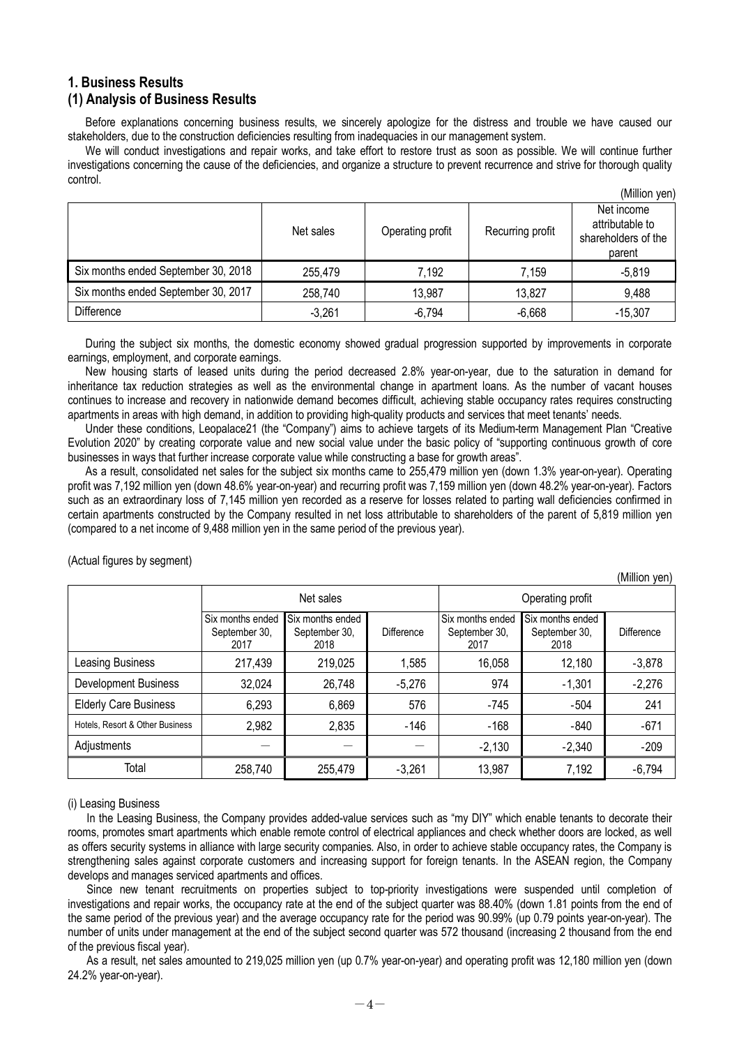## 1. Business Results

### (1) Analysis of Business Results

Before explanations concerning business results, we sincerely apologize for the distress and trouble we have caused our stakeholders, due to the construction deficiencies resulting from inadequacies in our management system.

We will conduct investigations and repair works, and take effort to restore trust as soon as possible. We will continue further investigations concerning the cause of the deficiencies, and organize a structure to prevent recurrence and strive for thorough quality control.

(Million yen)

| | Net sales | Operating profit | Recurring profit | Net income attributable to shareholders of the parent |
|---|---|---|---|---|
| Six months ended September 30, 2018 | 255,479 | 7,192 | 7,159 | -5,819 |
| Six months ended September 30, 2017 | 258,740 | 13,987 | 13,827 | 9,488 |
| Difference | -3,261 | -6,794 | -6,668 | -15,307 |

During the subject six months, the domestic economy showed gradual progression supported by improvements in corporate earnings, employment, and corporate earnings.

New housing starts of leased units during the period decreased 2.8% year-on-year, due to the saturation in demand for inheritance tax reduction strategies as well as the environmental change in apartment loans. As the number of vacant houses continues to increase and recovery in nationwide demand becomes difficult, achieving stable occupancy rates requires constructing apartments in areas with high demand, in addition to providing high-quality products and services that meet tenants' needs.

Under these conditions, Leopalace21 (the "Company") aims to achieve targets of its Medium-term Management Plan "Creative Evolution 2020" by creating corporate value and new social value under the basic policy of "supporting continuous growth of core businesses in ways that further increase corporate value while constructing a base for growth areas".

As a result, consolidated net sales for the subject six months came to 255,479 million yen (down 1.3% year-on-year). Operating profit was 7,192 million yen (down 48.6% year-on-year) and recurring profit was 7,159 million yen (down 48.2% year-on-year). Factors such as an extraordinary loss of 7,145 million yen recorded as a reserve for losses related to parting wall deficiencies confirmed in certain apartments constructed by the Company resulted in net loss attributable to shareholders of the parent of 5,819 million yen (compared to a net income of 9,488 million yen in the same period of the previous year).

(Actual figures by segment)

(Million yen)

| | Net sales | | | Operating profit | | |
|---|---|---|---|---|---|---|
| | Six months ended September 30, 2017 | Six months ended September 30, 2018 | Difference | Six months ended September 30, 2017 | Six months ended September 30, 2018 | Difference |
| Leasing Business | 217,439 | 219,025 | 1,585 | 16,058 | 12,180 | -3,878 |
| Development Business | 32,024 | 26,748 | -5,276 | 974 | -1,301 | -2,276 |
| Elderly Care Business | 6,293 | 6,869 | 576 | -745 | -504 | 241 |
| Hotels, Resort & Other Business | 2,982 | 2,835 | -146 | -168 | -840 | -671 |
| Adjustments | ― | ― | ― | -2,130 | -2,340 | -209 |
| Total | 258,740 | 255,479 | -3,261 | 13,987 | 7,192 | -6,794 |

(i) Leasing Business

In the Leasing Business, the Company provides added-value services such as "my DIY" which enable tenants to decorate their rooms, promotes smart apartments which enable remote control of electrical appliances and check whether doors are locked, as well as offers security systems in alliance with large security companies. Also, in order to achieve stable occupancy rates, the Company is strengthening sales against corporate customers and increasing support for foreign tenants. In the ASEAN region, the Company develops and manages serviced apartments and offices.

Since new tenant recruitments on properties subject to top-priority investigations were suspended until completion of investigations and repair works, the occupancy rate at the end of the subject quarter was 88.40% (down 1.81 points from the end of the same period of the previous year) and the average occupancy rate for the period was 90.99% (up 0.79 points year-on-year). The number of units under management at the end of the subject second quarter was 572 thousand (increasing 2 thousand from the end of the previous fiscal year).

As a result, net sales amounted to 219,025 million yen (up 0.7% year-on-year) and operating profit was 12,180 million yen (down 24.2% year-on-year).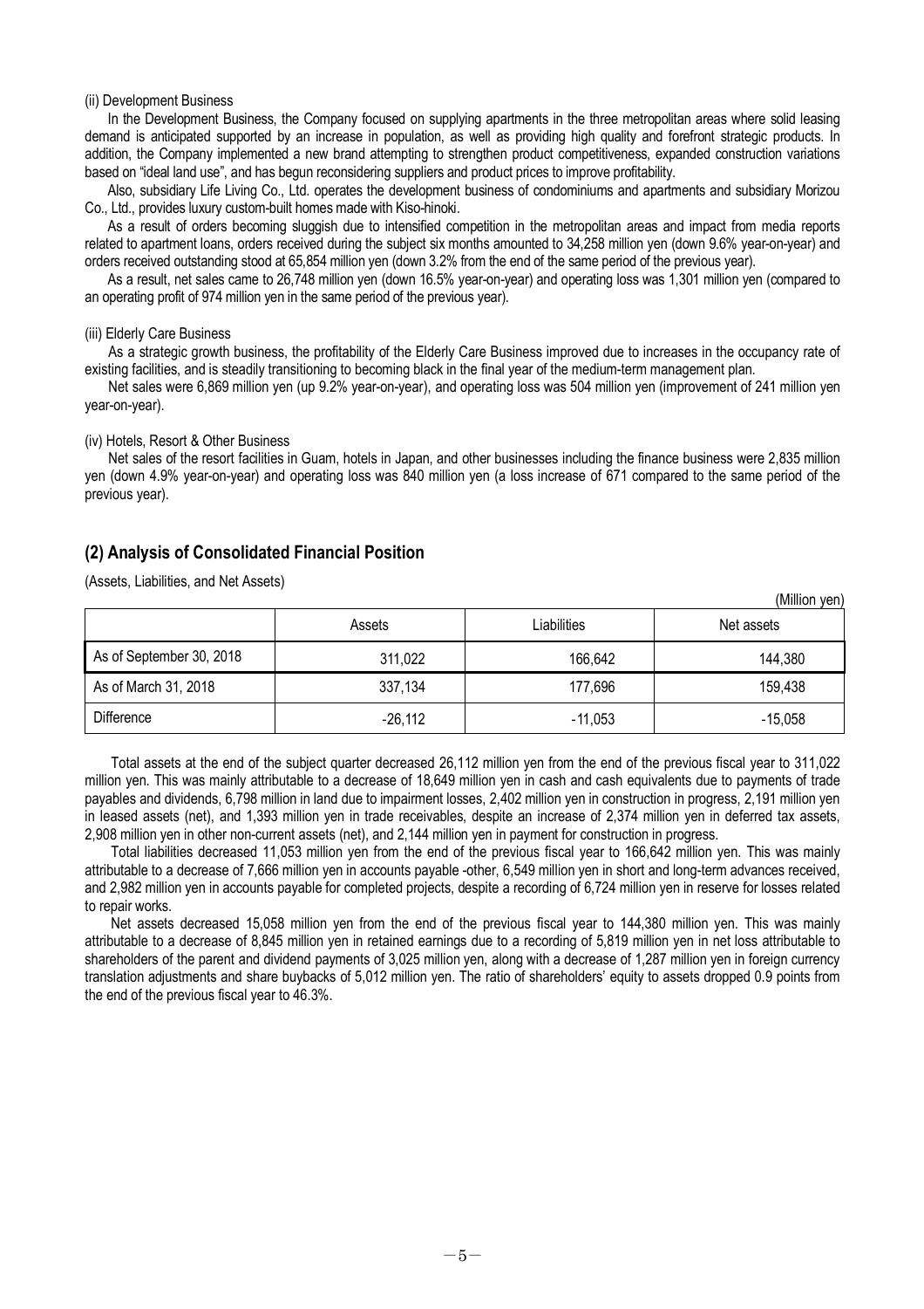(ii) Development Business

In the Development Business, the Company focused on supplying apartments in the three metropolitan areas where solid leasing demand is anticipated supported by an increase in population, as well as providing high quality and forefront strategic products. In addition, the Company implemented a new brand attempting to strengthen product competitiveness, expanded construction variations based on "ideal land use", and has begun reconsidering suppliers and product prices to improve profitability.

Also, subsidiary Life Living Co., Ltd. operates the development business of condominiums and apartments and subsidiary Morizou Co., Ltd., provides luxury custom-built homes made with Kiso-hinoki.

As a result of orders becoming sluggish due to intensified competition in the metropolitan areas and impact from media reports related to apartment loans, orders received during the subject six months amounted to 34,258 million yen (down 9.6% year-on-year) and orders received outstanding stood at 65,854 million yen (down 3.2% from the end of the same period of the previous year).

As a result, net sales came to 26,748 million yen (down 16.5% year-on-year) and operating loss was 1,301 million yen (compared to an operating profit of 974 million yen in the same period of the previous year).

(iii) Elderly Care Business

As a strategic growth business, the profitability of the Elderly Care Business improved due to increases in the occupancy rate of existing facilities, and is steadily transitioning to becoming black in the final year of the medium-term management plan.

Net sales were 6,869 million yen (up 9.2% year-on-year), and operating loss was 504 million yen (improvement of 241 million yen year-on-year).

(iv) Hotels, Resort & Other Business

Net sales of the resort facilities in Guam, hotels in Japan, and other businesses including the finance business were 2,835 million yen (down 4.9% year-on-year) and operating loss was 840 million yen (a loss increase of 671 compared to the same period of the previous year).

## (2) Analysis of Consolidated Financial Position

(Assets, Liabilities, and Net Assets)

(Million yen)

| | Assets | Liabilities | Net assets |
|---|---|---|---|
| As of September 30, 2018 | 311,022 | 166,642 | 144,380 |
| As of March 31, 2018 | 337,134 | 177,696 | 159,438 |
| Difference | -26,112 | -11,053 | -15,058 |

Total assets at the end of the subject quarter decreased 26,112 million yen from the end of the previous fiscal year to 311,022 million yen. This was mainly attributable to a decrease of 18,649 million yen in cash and cash equivalents due to payments of trade payables and dividends, 6,798 million in land due to impairment losses, 2,402 million yen in construction in progress, 2,191 million yen in leased assets (net), and 1,393 million yen in trade receivables, despite an increase of 2,374 million yen in deferred tax assets, 2,908 million yen in other non-current assets (net), and 2,144 million yen in payment for construction in progress.

Total liabilities decreased 11,053 million yen from the end of the previous fiscal year to 166,642 million yen. This was mainly attributable to a decrease of 7,666 million yen in accounts payable -other, 6,549 million yen in short and long-term advances received, and 2,982 million yen in accounts payable for completed projects, despite a recording of 6,724 million yen in reserve for losses related to repair works.

Net assets decreased 15,058 million yen from the end of the previous fiscal year to 144,380 million yen. This was mainly attributable to a decrease of 8,845 million yen in retained earnings due to a recording of 5,819 million yen in net loss attributable to shareholders of the parent and dividend payments of 3,025 million yen, along with a decrease of 1,287 million yen in foreign currency translation adjustments and share buybacks of 5,012 million yen. The ratio of shareholders' equity to assets dropped 0.9 points from the end of the previous fiscal year to 46.3%.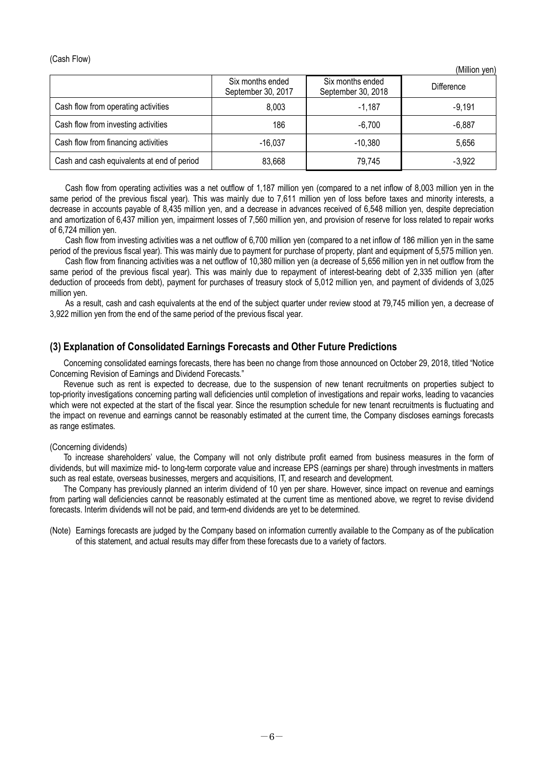(Cash Flow)

(Million yen)

| | Six months ended September 30, 2017 | Six months ended September 30, 2018 | Difference |
|---|---|---|---|
| Cash flow from operating activities | 8,003 | -1,187 | -9,191 |
| Cash flow from investing activities | 186 | -6,700 | -6,887 |
| Cash flow from financing activities | -16,037 | -10,380 | 5,656 |
| Cash and cash equivalents at end of period | 83,668 | 79,745 | -3,922 |

Cash flow from operating activities was a net outflow of 1,187 million yen (compared to a net inflow of 8,003 million yen in the same period of the previous fiscal year). This was mainly due to 7,611 million yen of loss before taxes and minority interests, a decrease in accounts payable of 8,435 million yen, and a decrease in advances received of 6,548 million yen, despite depreciation and amortization of 6,437 million yen, impairment losses of 7,560 million yen, and provision of reserve for loss related to repair works of 6,724 million yen.

Cash flow from investing activities was a net outflow of 6,700 million yen (compared to a net inflow of 186 million yen in the same period of the previous fiscal year). This was mainly due to payment for purchase of property, plant and equipment of 5,575 million yen.

Cash flow from financing activities was a net outflow of 10,380 million yen (a decrease of 5,656 million yen in net outflow from the same period of the previous fiscal year). This was mainly due to repayment of interest-bearing debt of 2,335 million yen (after deduction of proceeds from debt), payment for purchases of treasury stock of 5,012 million yen, and payment of dividends of 3,025 million yen.

As a result, cash and cash equivalents at the end of the subject quarter under review stood at 79,745 million yen, a decrease of 3,922 million yen from the end of the same period of the previous fiscal year.

## (3) Explanation of Consolidated Earnings Forecasts and Other Future Predictions

Concerning consolidated earnings forecasts, there has been no change from those announced on October 29, 2018, titled "Notice Concerning Revision of Earnings and Dividend Forecasts."

Revenue such as rent is expected to decrease, due to the suspension of new tenant recruitments on properties subject to top-priority investigations concerning parting wall deficiencies until completion of investigations and repair works, leading to vacancies which were not expected at the start of the fiscal year. Since the resumption schedule for new tenant recruitments is fluctuating and the impact on revenue and earnings cannot be reasonably estimated at the current time, the Company discloses earnings forecasts as range estimates.

(Concerning dividends)

To increase shareholders' value, the Company will not only distribute profit earned from business measures in the form of dividends, but will maximize mid- to long-term corporate value and increase EPS (earnings per share) through investments in matters such as real estate, overseas businesses, mergers and acquisitions, IT, and research and development.

The Company has previously planned an interim dividend of 10 yen per share. However, since impact on revenue and earnings from parting wall deficiencies cannot be reasonably estimated at the current time as mentioned above, we regret to revise dividend forecasts. Interim dividends will not be paid, and term-end dividends are yet to be determined.

(Note) Earnings forecasts are judged by the Company based on information currently available to the Company as of the publication of this statement, and actual results may differ from these forecasts due to a variety of factors.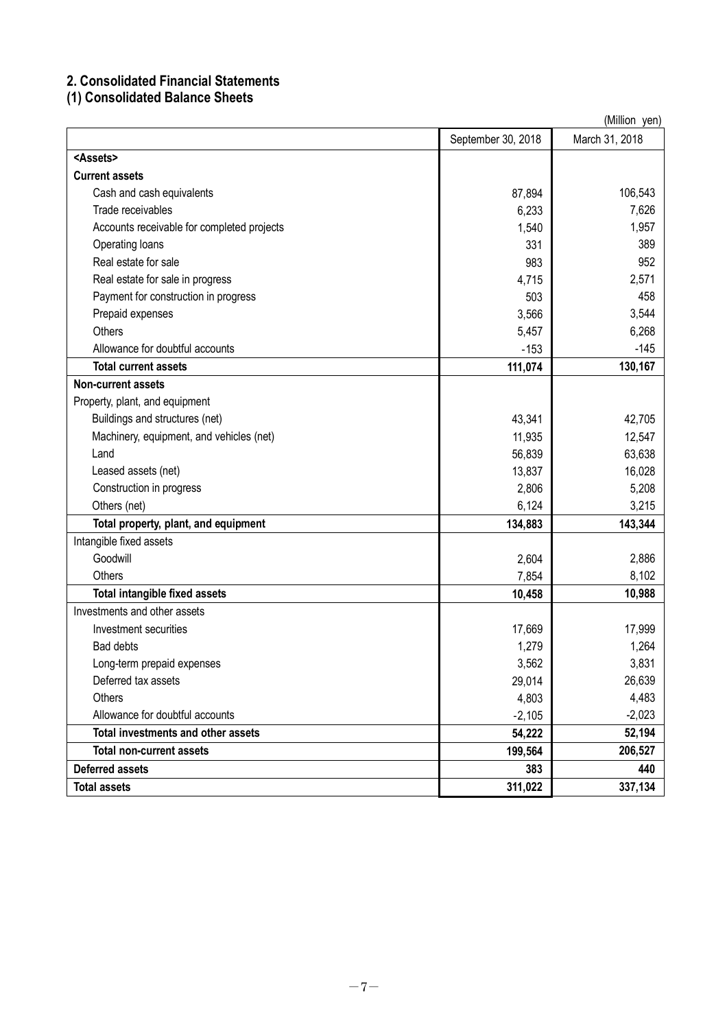## 2. Consolidated Financial Statements
### (1) Consolidated Balance Sheets

(Million yen)

| | September 30, 2018 | March 31, 2018 |
|---|---|---|
| <Assets> | | |
| **Current assets** | | |
| Cash and cash equivalents | 87,894 | 106,543 |
| Trade receivables | 6,233 | 7,626 |
| Accounts receivable for completed projects | 1,540 | 1,957 |
| Operating loans | 331 | 389 |
| Real estate for sale | 983 | 952 |
| Real estate for sale in progress | 4,715 | 2,571 |
| Payment for construction in progress | 503 | 458 |
| Prepaid expenses | 3,566 | 3,544 |
| Others | 5,457 | 6,268 |
| Allowance for doubtful accounts | -153 | -145 |
| **Total current assets** | **111,074** | **130,167** |
| **Non-current assets** | | |
| Property, plant, and equipment | | |
| Buildings and structures (net) | 43,341 | 42,705 |
| Machinery, equipment, and vehicles (net) | 11,935 | 12,547 |
| Land | 56,839 | 63,638 |
| Leased assets (net) | 13,837 | 16,028 |
| Construction in progress | 2,806 | 5,208 |
| Others (net) | 6,124 | 3,215 |
| **Total property, plant, and equipment** | **134,883** | **143,344** |
| Intangible fixed assets | | |
| Goodwill | 2,604 | 2,886 |
| Others | 7,854 | 8,102 |
| **Total intangible fixed assets** | **10,458** | **10,988** |
| Investments and other assets | | |
| Investment securities | 17,669 | 17,999 |
| Bad debts | 1,279 | 1,264 |
| Long-term prepaid expenses | 3,562 | 3,831 |
| Deferred tax assets | 29,014 | 26,639 |
| Others | 4,803 | 4,483 |
| Allowance for doubtful accounts | -2,105 | -2,023 |
| **Total investments and other assets** | **54,222** | **52,194** |
| **Total non-current assets** | **199,564** | **206,527** |
| **Deferred assets** | **383** | **440** |
| **Total assets** | **311,022** | **337,134** |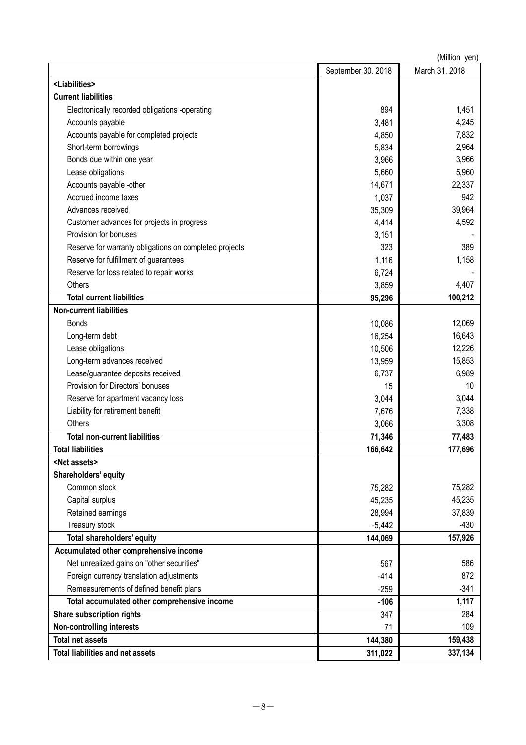(Million yen)

| | September 30, 2018 | March 31, 2018 |
|---|---|---|
| **<Liabilities>** | | |
| **Current liabilities** | | |
| Electronically recorded obligations -operating | 894 | 1,451 |
| Accounts payable | 3,481 | 4,245 |
| Accounts payable for completed projects | 4,850 | 7,832 |
| Short-term borrowings | 5,834 | 2,964 |
| Bonds due within one year | 3,966 | 3,966 |
| Lease obligations | 5,660 | 5,960 |
| Accounts payable -other | 14,671 | 22,337 |
| Accrued income taxes | 1,037 | 942 |
| Advances received | 35,309 | 39,964 |
| Customer advances for projects in progress | 4,414 | 4,592 |
| Provision for bonuses | 3,151 | - |
| Reserve for warranty obligations on completed projects | 323 | 389 |
| Reserve for fulfillment of guarantees | 1,116 | 1,158 |
| Reserve for loss related to repair works | 6,724 | - |
| Others | 3,859 | 4,407 |
| **Total current liabilities** | **95,296** | **100,212** |
| **Non-current liabilities** | | |
| Bonds | 10,086 | 12,069 |
| Long-term debt | 16,254 | 16,643 |
| Lease obligations | 10,506 | 12,226 |
| Long-term advances received | 13,959 | 15,853 |
| Lease/guarantee deposits received | 6,737 | 6,989 |
| Provision for Directors' bonuses | 15 | 10 |
| Reserve for apartment vacancy loss | 3,044 | 3,044 |
| Liability for retirement benefit | 7,676 | 7,338 |
| Others | 3,066 | 3,308 |
| **Total non-current liabilities** | **71,346** | **77,483** |
| **Total liabilities** | **166,642** | **177,696** |
| **<Net assets>** | | |
| **Shareholders' equity** | | |
| Common stock | 75,282 | 75,282 |
| Capital surplus | 45,235 | 45,235 |
| Retained earnings | 28,994 | 37,839 |
| Treasury stock | -5,442 | -430 |
| **Total shareholders' equity** | **144,069** | **157,926** |
| **Accumulated other comprehensive income** | | |
| Net unrealized gains on "other securities" | 567 | 586 |
| Foreign currency translation adjustments | -414 | 872 |
| Remeasurements of defined benefit plans | -259 | -341 |
| **Total accumulated other comprehensive income** | **-106** | **1,117** |
| **Share subscription rights** | 347 | 284 |
| **Non-controlling interests** | 71 | 109 |
| **Total net assets** | **144,380** | **159,438** |
| **Total liabilities and net assets** | **311,022** | **337,134** |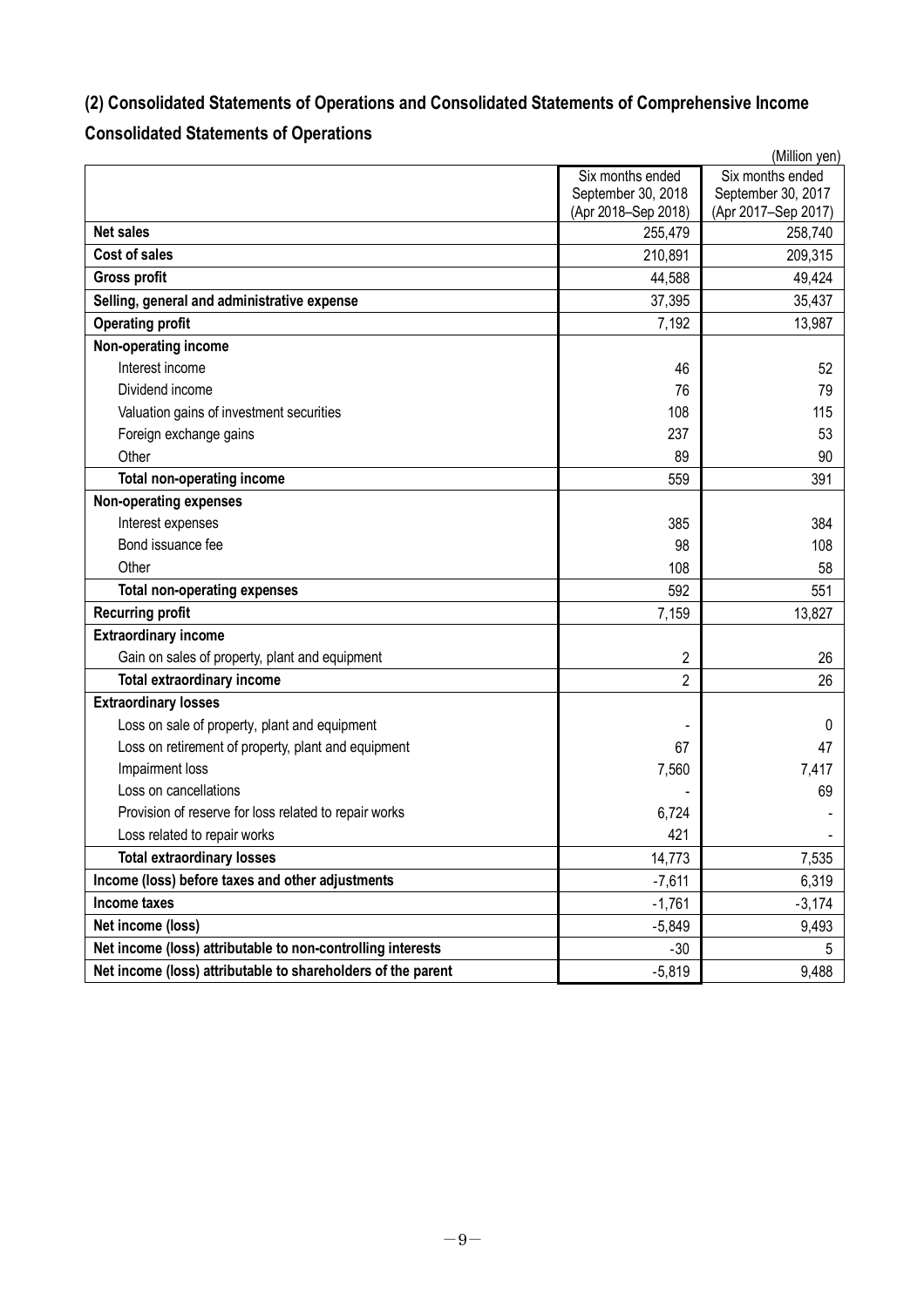## (2) Consolidated Statements of Operations and Consolidated Statements of Comprehensive Income

### Consolidated Statements of Operations

(Million yen)

| | Six months ended September 30, 2018 (Apr 2018–Sep 2018) | Six months ended September 30, 2017 (Apr 2017–Sep 2017) |
|---|---|---|
| **Net sales** | 255,479 | 258,740 |
| **Cost of sales** | 210,891 | 209,315 |
| **Gross profit** | 44,588 | 49,424 |
| **Selling, general and administrative expense** | 37,395 | 35,437 |
| **Operating profit** | 7,192 | 13,987 |
| **Non-operating income** | | |
| Interest income | 46 | 52 |
| Dividend income | 76 | 79 |
| Valuation gains of investment securities | 108 | 115 |
| Foreign exchange gains | 237 | 53 |
| Other | 89 | 90 |
| **Total non-operating income** | 559 | 391 |
| **Non-operating expenses** | | |
| Interest expenses | 385 | 384 |
| Bond issuance fee | 98 | 108 |
| Other | 108 | 58 |
| **Total non-operating expenses** | 592 | 551 |
| **Recurring profit** | 7,159 | 13,827 |
| **Extraordinary income** | | |
| Gain on sales of property, plant and equipment | 2 | 26 |
| **Total extraordinary income** | 2 | 26 |
| **Extraordinary losses** | | |
| Loss on sale of property, plant and equipment | - | 0 |
| Loss on retirement of property, plant and equipment | 67 | 47 |
| Impairment loss | 7,560 | 7,417 |
| Loss on cancellations | - | 69 |
| Provision of reserve for loss related to repair works | 6,724 | - |
| Loss related to repair works | 421 | - |
| **Total extraordinary losses** | 14,773 | 7,535 |
| **Income (loss) before taxes and other adjustments** | -7,611 | 6,319 |
| **Income taxes** | -1,761 | -3,174 |
| **Net income (loss)** | -5,849 | 9,493 |
| **Net income (loss) attributable to non-controlling interests** | -30 | 5 |
| **Net income (loss) attributable to shareholders of the parent** | -5,819 | 9,488 |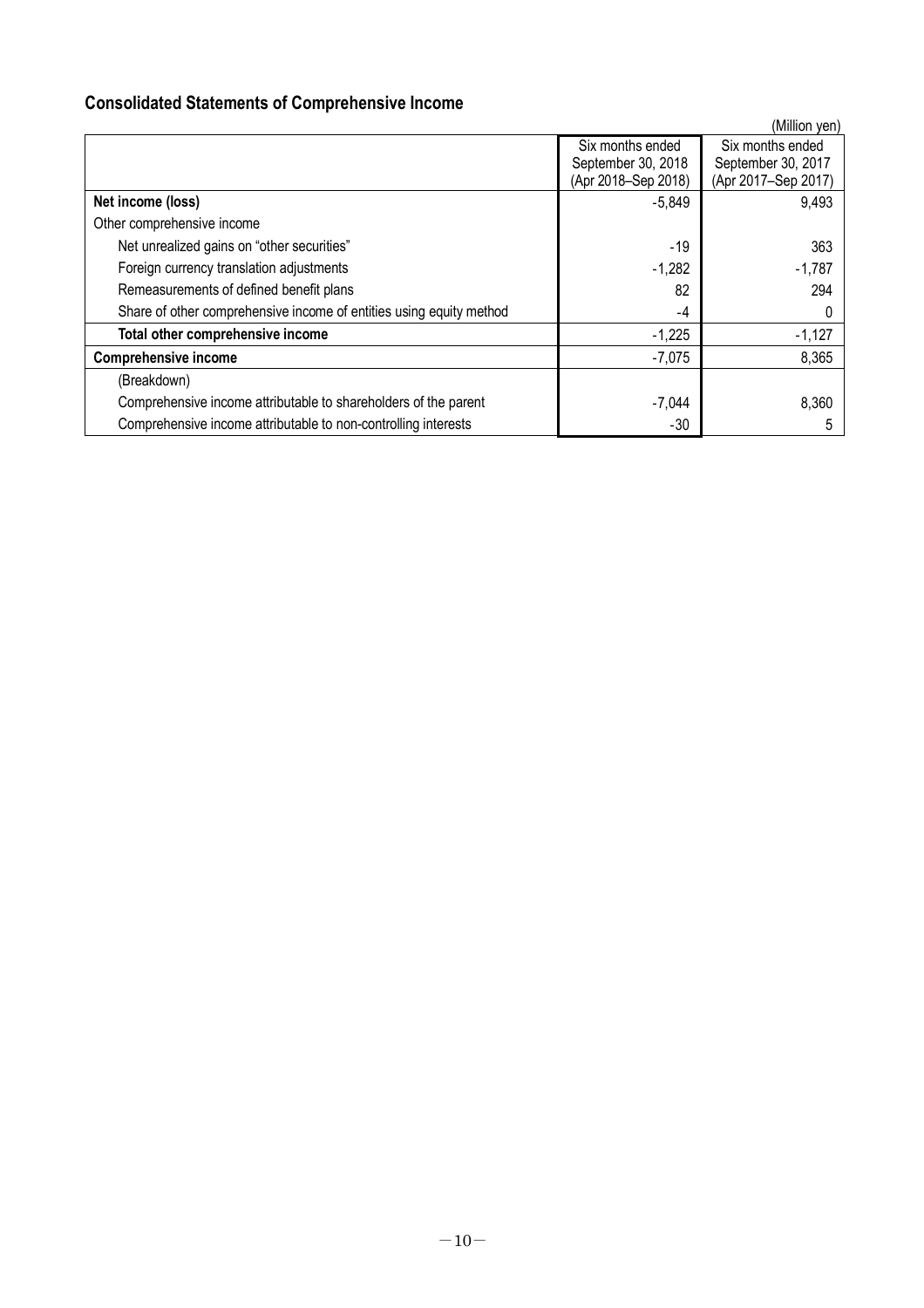## Consolidated Statements of Comprehensive Income

(Million yen)

| | Six months ended September 30, 2018 (Apr 2018–Sep 2018) | Six months ended September 30, 2017 (Apr 2017–Sep 2017) |
|---|---|---|
| **Net income (loss)** | -5,849 | 9,493 |
| Other comprehensive income | | |
| Net unrealized gains on "other securities" | -19 | 363 |
| Foreign currency translation adjustments | -1,282 | -1,787 |
| Remeasurements of defined benefit plans | 82 | 294 |
| Share of other comprehensive income of entities using equity method | -4 | 0 |
| **Total other comprehensive income** | -1,225 | -1,127 |
| **Comprehensive income** | -7,075 | 8,365 |
| (Breakdown) | | |
| Comprehensive income attributable to shareholders of the parent | -7,044 | 8,360 |
| Comprehensive income attributable to non-controlling interests | -30 | 5 |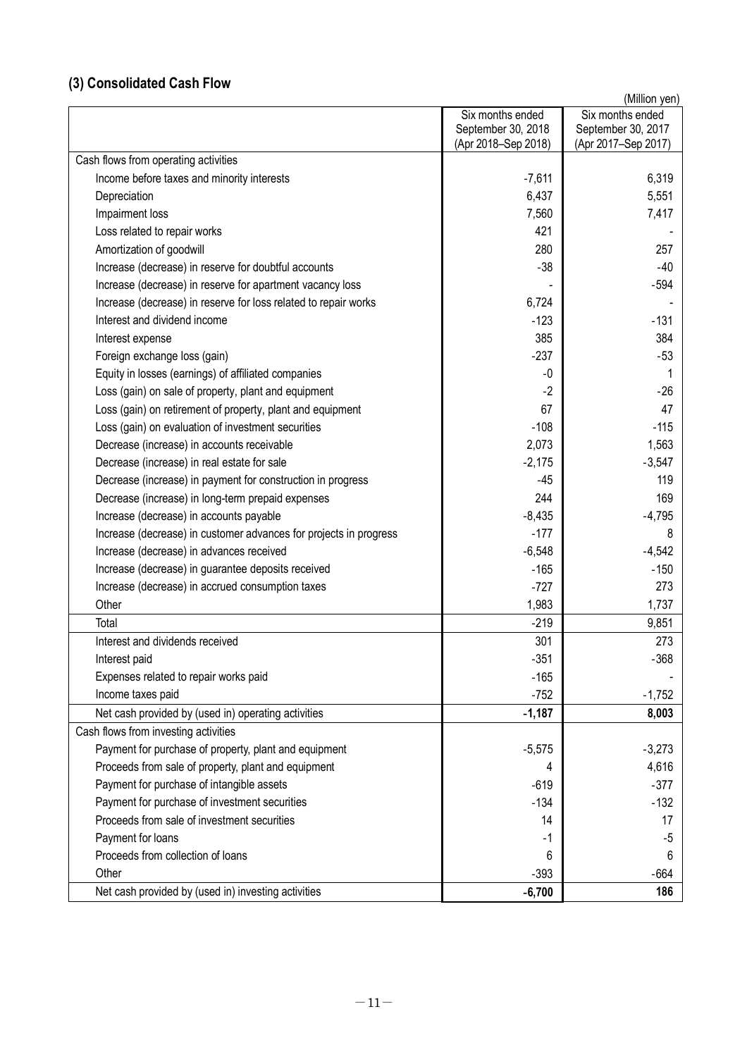## (3) Consolidated Cash Flow

(Million yen)

| | Six months ended September 30, 2018 (Apr 2018–Sep 2018) | Six months ended September 30, 2017 (Apr 2017–Sep 2017) |
|---|---|---|
| Cash flows from operating activities | | |
| Income before taxes and minority interests | -7,611 | 6,319 |
| Depreciation | 6,437 | 5,551 |
| Impairment loss | 7,560 | 7,417 |
| Loss related to repair works | 421 | - |
| Amortization of goodwill | 280 | 257 |
| Increase (decrease) in reserve for doubtful accounts | -38 | -40 |
| Increase (decrease) in reserve for apartment vacancy loss | - | -594 |
| Increase (decrease) in reserve for loss related to repair works | 6,724 | - |
| Interest and dividend income | -123 | -131 |
| Interest expense | 385 | 384 |
| Foreign exchange loss (gain) | -237 | -53 |
| Equity in losses (earnings) of affiliated companies | -0 | 1 |
| Loss (gain) on sale of property, plant and equipment | -2 | -26 |
| Loss (gain) on retirement of property, plant and equipment | 67 | 47 |
| Loss (gain) on evaluation of investment securities | -108 | -115 |
| Decrease (increase) in accounts receivable | 2,073 | 1,563 |
| Decrease (increase) in real estate for sale | -2,175 | -3,547 |
| Decrease (increase) in payment for construction in progress | -45 | 119 |
| Decrease (increase) in long-term prepaid expenses | 244 | 169 |
| Increase (decrease) in accounts payable | -8,435 | -4,795 |
| Increase (decrease) in customer advances for projects in progress | -177 | 8 |
| Increase (decrease) in advances received | -6,548 | -4,542 |
| Increase (decrease) in guarantee deposits received | -165 | -150 |
| Increase (decrease) in accrued consumption taxes | -727 | 273 |
| Other | 1,983 | 1,737 |
| Total | -219 | 9,851 |
| Interest and dividends received | 301 | 273 |
| Interest paid | -351 | -368 |
| Expenses related to repair works paid | -165 | - |
| Income taxes paid | -752 | -1,752 |
| Net cash provided by (used in) operating activities | **-1,187** | **8,003** |
| Cash flows from investing activities | | |
| Payment for purchase of property, plant and equipment | -5,575 | -3,273 |
| Proceeds from sale of property, plant and equipment | 4 | 4,616 |
| Payment for purchase of intangible assets | -619 | -377 |
| Payment for purchase of investment securities | -134 | -132 |
| Proceeds from sale of investment securities | 14 | 17 |
| Payment for loans | -1 | -5 |
| Proceeds from collection of loans | 6 | 6 |
| Other | -393 | -664 |
| Net cash provided by (used in) investing activities | **-6,700** | **186** |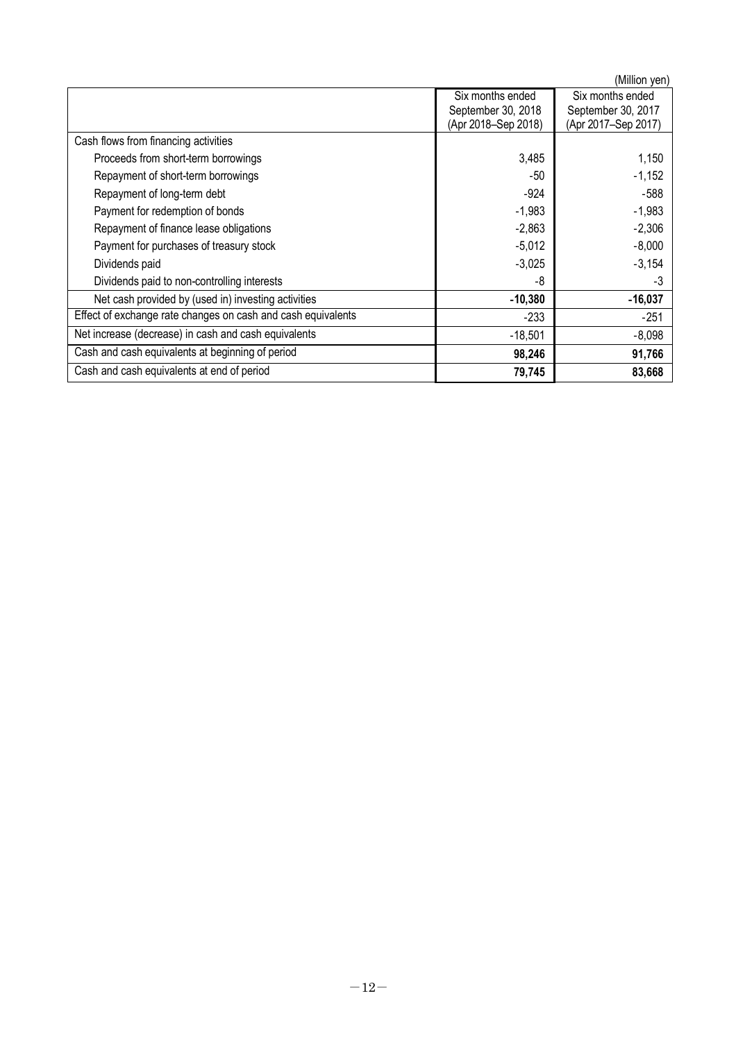(Million yen)

| | Six months ended September 30, 2018 (Apr 2018–Sep 2018) | Six months ended September 30, 2017 (Apr 2017–Sep 2017) |
|---|---|---|
| Cash flows from financing activities | | |
| Proceeds from short-term borrowings | 3,485 | 1,150 |
| Repayment of short-term borrowings | -50 | -1,152 |
| Repayment of long-term debt | -924 | -588 |
| Payment for redemption of bonds | -1,983 | -1,983 |
| Repayment of finance lease obligations | -2,863 | -2,306 |
| Payment for purchases of treasury stock | -5,012 | -8,000 |
| Dividends paid | -3,025 | -3,154 |
| Dividends paid to non-controlling interests | -8 | -3 |
| Net cash provided by (used in) investing activities | **-10,380** | **-16,037** |
| Effect of exchange rate changes on cash and cash equivalents | -233 | -251 |
| Net increase (decrease) in cash and cash equivalents | -18,501 | -8,098 |
| Cash and cash equivalents at beginning of period | **98,246** | **91,766** |
| Cash and cash equivalents at end of period | **79,745** | **83,668** |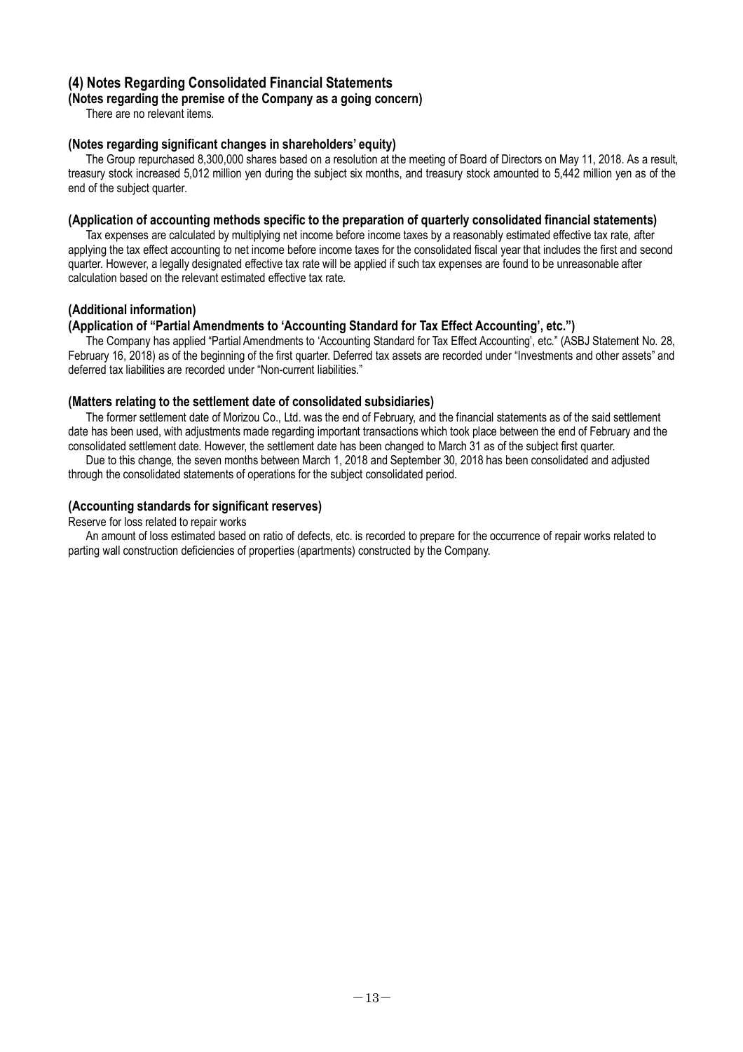## (4) Notes Regarding Consolidated Financial Statements

**(Notes regarding the premise of the Company as a going concern)**

There are no relevant items.

**(Notes regarding significant changes in shareholders' equity)**

The Group repurchased 8,300,000 shares based on a resolution at the meeting of Board of Directors on May 11, 2018. As a result, treasury stock increased 5,012 million yen during the subject six months, and treasury stock amounted to 5,442 million yen as of the end of the subject quarter.

**(Application of accounting methods specific to the preparation of quarterly consolidated financial statements)**

Tax expenses are calculated by multiplying net income before income taxes by a reasonably estimated effective tax rate, after applying the tax effect accounting to net income before income taxes for the consolidated fiscal year that includes the first and second quarter. However, a legally designated effective tax rate will be applied if such tax expenses are found to be unreasonable after calculation based on the relevant estimated effective tax rate.

**(Additional information)**

**(Application of "Partial Amendments to 'Accounting Standard for Tax Effect Accounting', etc.")**

The Company has applied "Partial Amendments to 'Accounting Standard for Tax Effect Accounting', etc." (ASBJ Statement No. 28, February 16, 2018) as of the beginning of the first quarter. Deferred tax assets are recorded under "Investments and other assets" and deferred tax liabilities are recorded under "Non-current liabilities."

**(Matters relating to the settlement date of consolidated subsidiaries)**

The former settlement date of Morizou Co., Ltd. was the end of February, and the financial statements as of the said settlement date has been used, with adjustments made regarding important transactions which took place between the end of February and the consolidated settlement date. However, the settlement date has been changed to March 31 as of the subject first quarter.

Due to this change, the seven months between March 1, 2018 and September 30, 2018 has been consolidated and adjusted through the consolidated statements of operations for the subject consolidated period.

**(Accounting standards for significant reserves)**

Reserve for loss related to repair works

An amount of loss estimated based on ratio of defects, etc. is recorded to prepare for the occurrence of repair works related to parting wall construction deficiencies of properties (apartments) constructed by the Company.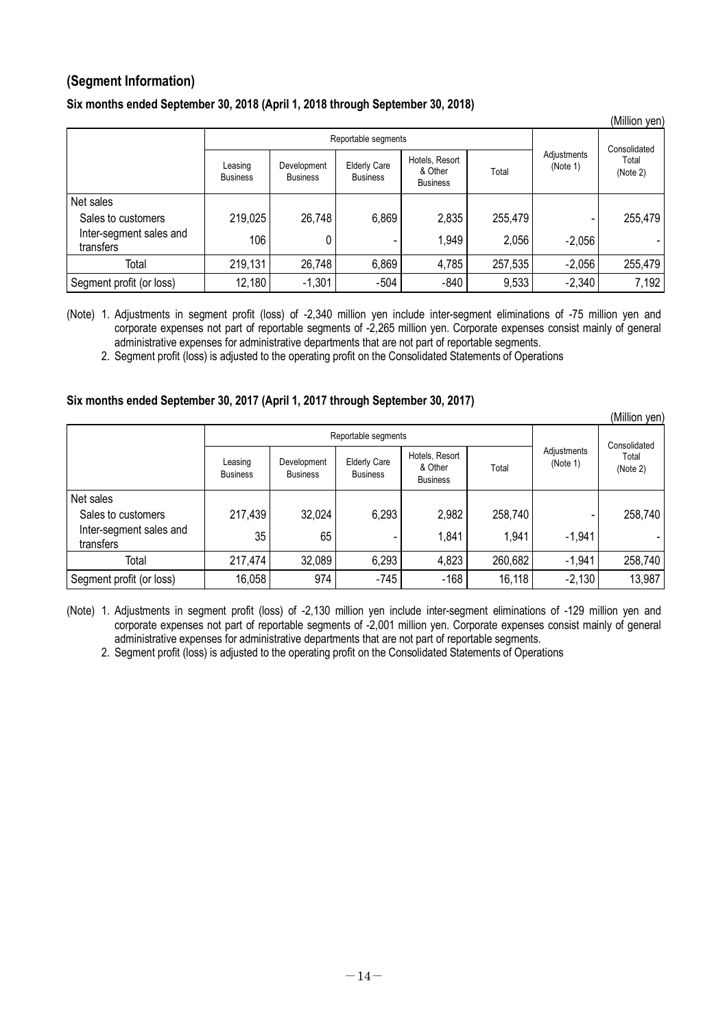## (Segment Information)

### Six months ended September 30, 2018 (April 1, 2018 through September 30, 2018)

(Million yen)

| | Reportable segments | | | | | Adjustments (Note 1) | Consolidated Total (Note 2) |
|---|---|---|---|---|---|---|---|
| | Leasing Business | Development Business | Elderly Care Business | Hotels, Resort & Other Business | Total | | |
| Net sales | | | | | | | |
| Sales to customers | 219,025 | 26,748 | 6,869 | 2,835 | 255,479 | - | 255,479 |
| Inter-segment sales and transfers | 106 | 0 | - | 1,949 | 2,056 | -2,056 | - |
| Total | 219,131 | 26,748 | 6,869 | 4,785 | 257,535 | -2,056 | 255,479 |
| Segment profit (or loss) | 12,180 | -1,301 | -504 | -840 | 9,533 | -2,340 | 7,192 |

(Note) 1. Adjustments in segment profit (loss) of -2,340 million yen include inter-segment eliminations of -75 million yen and corporate expenses not part of reportable segments of -2,265 million yen. Corporate expenses consist mainly of general administrative expenses for administrative departments that are not part of reportable segments.

2. Segment profit (loss) is adjusted to the operating profit on the Consolidated Statements of Operations

### Six months ended September 30, 2017 (April 1, 2017 through September 30, 2017)

(Million yen)

| | Reportable segments | | | | | Adjustments (Note 1) | Consolidated Total (Note 2) |
|---|---|---|---|---|---|---|---|
| | Leasing Business | Development Business | Elderly Care Business | Hotels, Resort & Other Business | Total | | |
| Net sales | | | | | | | |
| Sales to customers | 217,439 | 32,024 | 6,293 | 2,982 | 258,740 | - | 258,740 |
| Inter-segment sales and transfers | 35 | 65 | - | 1,841 | 1,941 | -1,941 | - |
| Total | 217,474 | 32,089 | 6,293 | 4,823 | 260,682 | -1,941 | 258,740 |
| Segment profit (or loss) | 16,058 | 974 | -745 | -168 | 16,118 | -2,130 | 13,987 |

(Note) 1. Adjustments in segment profit (loss) of -2,130 million yen include inter-segment eliminations of -129 million yen and corporate expenses not part of reportable segments of -2,001 million yen. Corporate expenses consist mainly of general administrative expenses for administrative departments that are not part of reportable segments.

2. Segment profit (loss) is adjusted to the operating profit on the Consolidated Statements of Operations